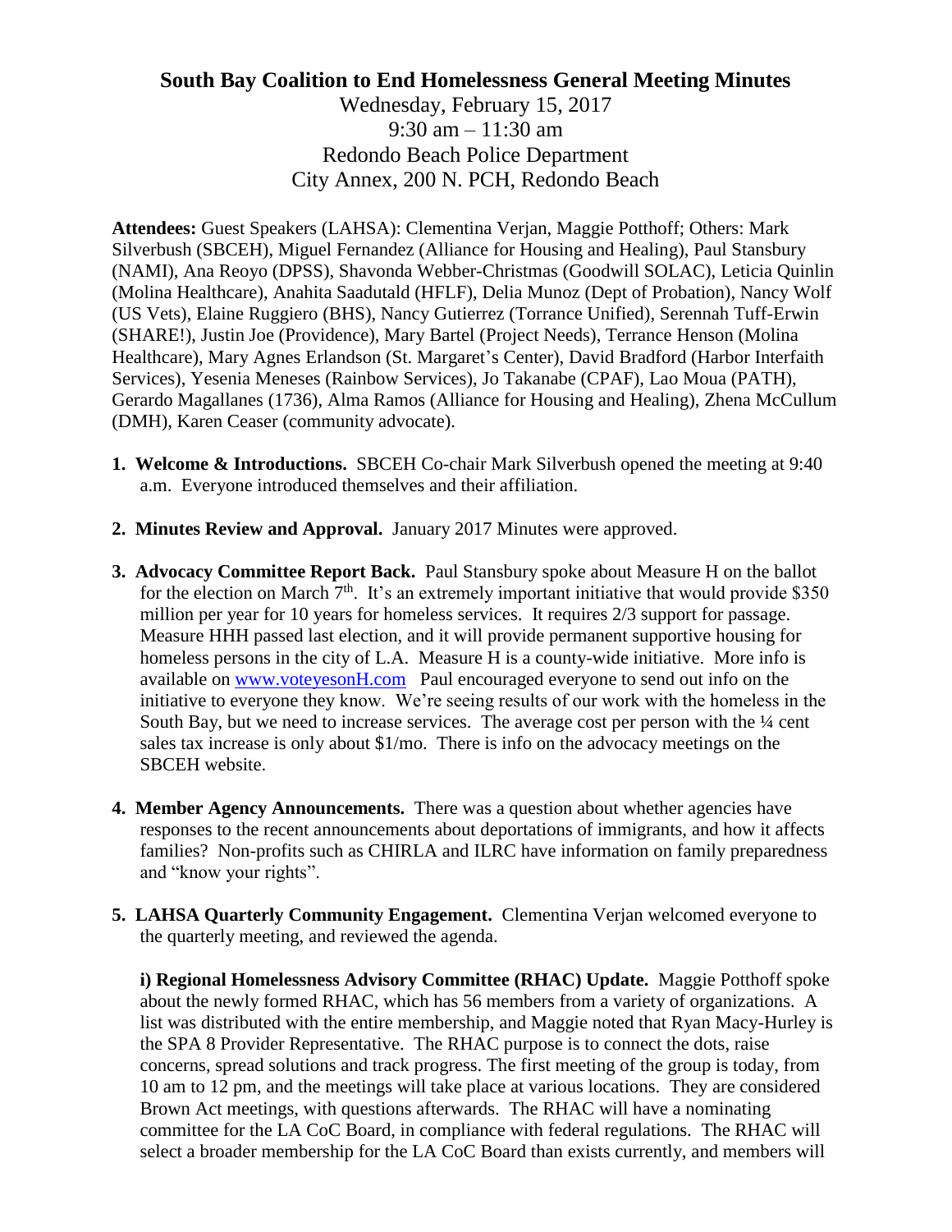# South Bay Coalition to End Homelessness General Meeting Minutes

Wednesday, February 15, 2017
9:30 am – 11:30 am
Redondo Beach Police Department
City Annex, 200 N. PCH, Redondo Beach

**Attendees:** Guest Speakers (LAHSA): Clementina Verjan, Maggie Potthoff; Others: Mark Silverbush (SBCEH), Miguel Fernandez (Alliance for Housing and Healing), Paul Stansbury (NAMI), Ana Reoyo (DPSS), Shavonda Webber-Christmas (Goodwill SOLAC), Leticia Quinlin (Molina Healthcare), Anahita Saadutald (HFLF), Delia Munoz (Dept of Probation), Nancy Wolf (US Vets), Elaine Ruggiero (BHS), Nancy Gutierrez (Torrance Unified), Serennah Tuff-Erwin (SHARE!), Justin Joe (Providence), Mary Bartel (Project Needs), Terrance Henson (Molina Healthcare), Mary Agnes Erlandson (St. Margaret's Center), David Bradford (Harbor Interfaith Services), Yesenia Meneses (Rainbow Services), Jo Takanabe (CPAF), Lao Moua (PATH), Gerardo Magallanes (1736), Alma Ramos (Alliance for Housing and Healing), Zhena McCullum (DMH), Karen Ceaser (community advocate).

1. **Welcome & Introductions.** SBCEH Co-chair Mark Silverbush opened the meeting at 9:40 a.m. Everyone introduced themselves and their affiliation.

2. **Minutes Review and Approval.** January 2017 Minutes were approved.

3. **Advocacy Committee Report Back.** Paul Stansbury spoke about Measure H on the ballot for the election on March 7th. It's an extremely important initiative that would provide $350 million per year for 10 years for homeless services. It requires 2/3 support for passage. Measure HHH passed last election, and it will provide permanent supportive housing for homeless persons in the city of L.A. Measure H is a county-wide initiative. More info is available on www.voteyesonH.com Paul encouraged everyone to send out info on the initiative to everyone they know. We're seeing results of our work with the homeless in the South Bay, but we need to increase services. The average cost per person with the ¼ cent sales tax increase is only about $1/mo. There is info on the advocacy meetings on the SBCEH website.

4. **Member Agency Announcements.** There was a question about whether agencies have responses to the recent announcements about deportations of immigrants, and how it affects families? Non-profits such as CHIRLA and ILRC have information on family preparedness and "know your rights".

5. **LAHSA Quarterly Community Engagement.** Clementina Verjan welcomed everyone to the quarterly meeting, and reviewed the agenda.

   **i) Regional Homelessness Advisory Committee (RHAC) Update.** Maggie Potthoff spoke about the newly formed RHAC, which has 56 members from a variety of organizations. A list was distributed with the entire membership, and Maggie noted that Ryan Macy-Hurley is the SPA 8 Provider Representative. The RHAC purpose is to connect the dots, raise concerns, spread solutions and track progress. The first meeting of the group is today, from 10 am to 12 pm, and the meetings will take place at various locations. They are considered Brown Act meetings, with questions afterwards. The RHAC will have a nominating committee for the LA CoC Board, in compliance with federal regulations. The RHAC will select a broader membership for the LA CoC Board than exists currently, and members will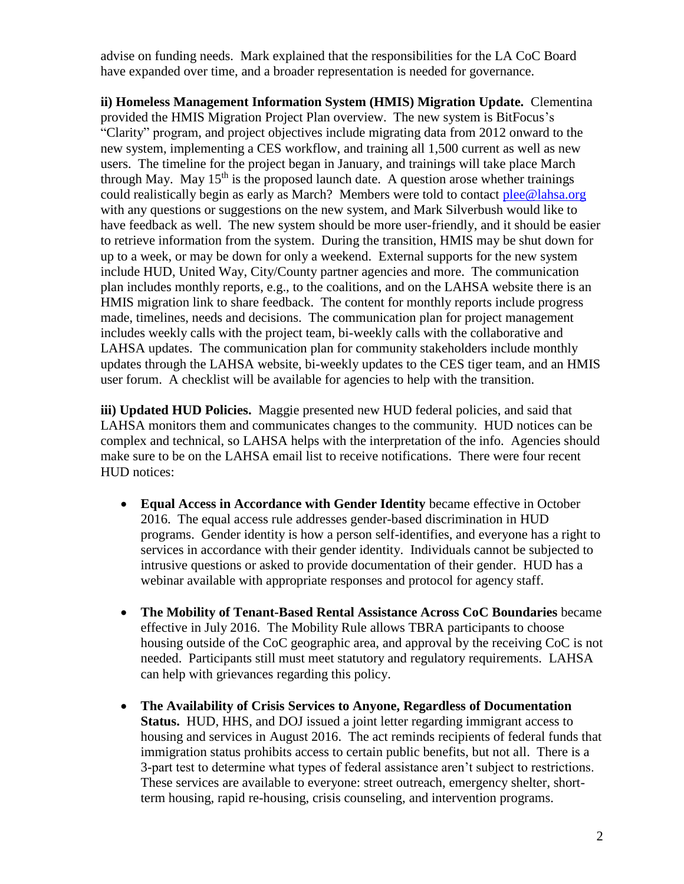advise on funding needs. Mark explained that the responsibilities for the LA CoC Board have expanded over time, and a broader representation is needed for governance.

**ii) Homeless Management Information System (HMIS) Migration Update.** Clementina provided the HMIS Migration Project Plan overview. The new system is BitFocus's "Clarity" program, and project objectives include migrating data from 2012 onward to the new system, implementing a CES workflow, and training all 1,500 current as well as new users. The timeline for the project began in January, and trainings will take place March through May. May 15th is the proposed launch date. A question arose whether trainings could realistically begin as early as March? Members were told to contact plee@lahsa.org with any questions or suggestions on the new system, and Mark Silverbush would like to have feedback as well. The new system should be more user-friendly, and it should be easier to retrieve information from the system. During the transition, HMIS may be shut down for up to a week, or may be down for only a weekend. External supports for the new system include HUD, United Way, City/County partner agencies and more. The communication plan includes monthly reports, e.g., to the coalitions, and on the LAHSA website there is an HMIS migration link to share feedback. The content for monthly reports include progress made, timelines, needs and decisions. The communication plan for project management includes weekly calls with the project team, bi-weekly calls with the collaborative and LAHSA updates. The communication plan for community stakeholders include monthly updates through the LAHSA website, bi-weekly updates to the CES tiger team, and an HMIS user forum. A checklist will be available for agencies to help with the transition.

**iii) Updated HUD Policies.** Maggie presented new HUD federal policies, and said that LAHSA monitors them and communicates changes to the community. HUD notices can be complex and technical, so LAHSA helps with the interpretation of the info. Agencies should make sure to be on the LAHSA email list to receive notifications. There were four recent HUD notices:

- **Equal Access in Accordance with Gender Identity** became effective in October 2016. The equal access rule addresses gender-based discrimination in HUD programs. Gender identity is how a person self-identifies, and everyone has a right to services in accordance with their gender identity. Individuals cannot be subjected to intrusive questions or asked to provide documentation of their gender. HUD has a webinar available with appropriate responses and protocol for agency staff.

- **The Mobility of Tenant-Based Rental Assistance Across CoC Boundaries** became effective in July 2016. The Mobility Rule allows TBRA participants to choose housing outside of the CoC geographic area, and approval by the receiving CoC is not needed. Participants still must meet statutory and regulatory requirements. LAHSA can help with grievances regarding this policy.

- **The Availability of Crisis Services to Anyone, Regardless of Documentation Status.** HUD, HHS, and DOJ issued a joint letter regarding immigrant access to housing and services in August 2016. The act reminds recipients of federal funds that immigration status prohibits access to certain public benefits, but not all. There is a 3-part test to determine what types of federal assistance aren't subject to restrictions. These services are available to everyone: street outreach, emergency shelter, short-term housing, rapid re-housing, crisis counseling, and intervention programs.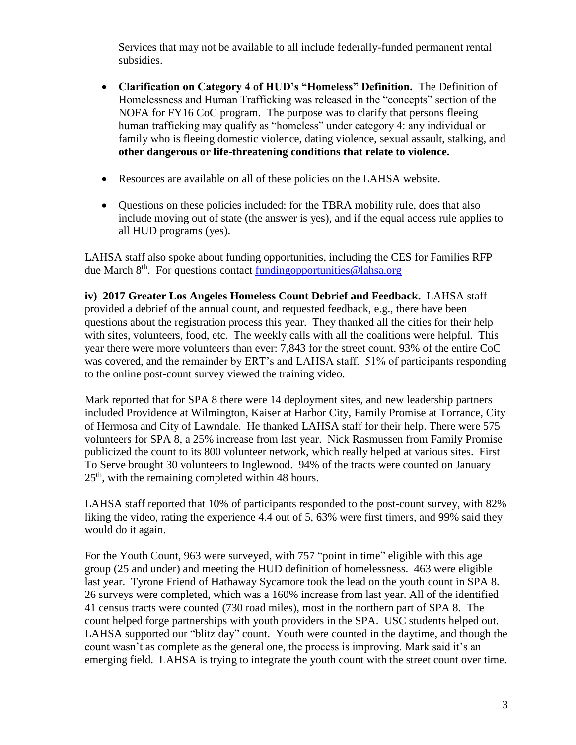Services that may not be available to all include federally-funded permanent rental subsidies.

- **Clarification on Category 4 of HUD's "Homeless" Definition.** The Definition of Homelessness and Human Trafficking was released in the "concepts" section of the NOFA for FY16 CoC program. The purpose was to clarify that persons fleeing human trafficking may qualify as "homeless" under category 4: any individual or family who is fleeing domestic violence, dating violence, sexual assault, stalking, and **other dangerous or life-threatening conditions that relate to violence.**

- Resources are available on all of these policies on the LAHSA website.

- Questions on these policies included: for the TBRA mobility rule, does that also include moving out of state (the answer is yes), and if the equal access rule applies to all HUD programs (yes).

LAHSA staff also spoke about funding opportunities, including the CES for Families RFP due March 8th. For questions contact fundingopportunities@lahsa.org

**iv) 2017 Greater Los Angeles Homeless Count Debrief and Feedback.** LAHSA staff provided a debrief of the annual count, and requested feedback, e.g., there have been questions about the registration process this year. They thanked all the cities for their help with sites, volunteers, food, etc. The weekly calls with all the coalitions were helpful. This year there were more volunteers than ever: 7,843 for the street count. 93% of the entire CoC was covered, and the remainder by ERT's and LAHSA staff. 51% of participants responding to the online post-count survey viewed the training video.

Mark reported that for SPA 8 there were 14 deployment sites, and new leadership partners included Providence at Wilmington, Kaiser at Harbor City, Family Promise at Torrance, City of Hermosa and City of Lawndale. He thanked LAHSA staff for their help. There were 575 volunteers for SPA 8, a 25% increase from last year. Nick Rasmussen from Family Promise publicized the count to its 800 volunteer network, which really helped at various sites. First To Serve brought 30 volunteers to Inglewood. 94% of the tracts were counted on January 25th, with the remaining completed within 48 hours.

LAHSA staff reported that 10% of participants responded to the post-count survey, with 82% liking the video, rating the experience 4.4 out of 5, 63% were first timers, and 99% said they would do it again.

For the Youth Count, 963 were surveyed, with 757 "point in time" eligible with this age group (25 and under) and meeting the HUD definition of homelessness. 463 were eligible last year. Tyrone Friend of Hathaway Sycamore took the lead on the youth count in SPA 8. 26 surveys were completed, which was a 160% increase from last year. All of the identified 41 census tracts were counted (730 road miles), most in the northern part of SPA 8. The count helped forge partnerships with youth providers in the SPA. USC students helped out. LAHSA supported our "blitz day" count. Youth were counted in the daytime, and though the count wasn't as complete as the general one, the process is improving. Mark said it's an emerging field. LAHSA is trying to integrate the youth count with the street count over time.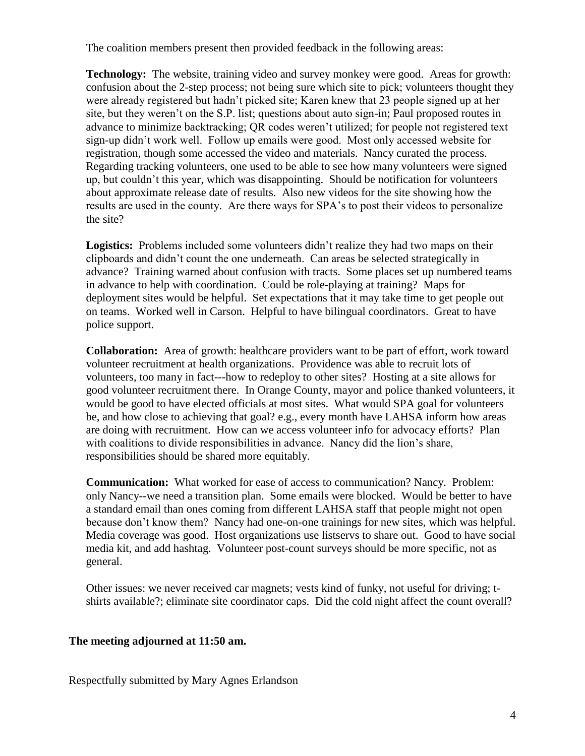The coalition members present then provided feedback in the following areas:

**Technology:** The website, training video and survey monkey were good. Areas for growth: confusion about the 2-step process; not being sure which site to pick; volunteers thought they were already registered but hadn't picked site; Karen knew that 23 people signed up at her site, but they weren't on the S.P. list; questions about auto sign-in; Paul proposed routes in advance to minimize backtracking; QR codes weren't utilized; for people not registered text sign-up didn't work well. Follow up emails were good. Most only accessed website for registration, though some accessed the video and materials. Nancy curated the process. Regarding tracking volunteers, one used to be able to see how many volunteers were signed up, but couldn't this year, which was disappointing. Should be notification for volunteers about approximate release date of results. Also new videos for the site showing how the results are used in the county. Are there ways for SPA's to post their videos to personalize the site?

**Logistics:** Problems included some volunteers didn't realize they had two maps on their clipboards and didn't count the one underneath. Can areas be selected strategically in advance? Training warned about confusion with tracts. Some places set up numbered teams in advance to help with coordination. Could be role-playing at training? Maps for deployment sites would be helpful. Set expectations that it may take time to get people out on teams. Worked well in Carson. Helpful to have bilingual coordinators. Great to have police support.

**Collaboration:** Area of growth: healthcare providers want to be part of effort, work toward volunteer recruitment at health organizations. Providence was able to recruit lots of volunteers, too many in fact---how to redeploy to other sites? Hosting at a site allows for good volunteer recruitment there. In Orange County, mayor and police thanked volunteers, it would be good to have elected officials at most sites. What would SPA goal for volunteers be, and how close to achieving that goal? e.g., every month have LAHSA inform how areas are doing with recruitment. How can we access volunteer info for advocacy efforts? Plan with coalitions to divide responsibilities in advance. Nancy did the lion's share, responsibilities should be shared more equitably.

**Communication:** What worked for ease of access to communication? Nancy. Problem: only Nancy--we need a transition plan. Some emails were blocked. Would be better to have a standard email than ones coming from different LAHSA staff that people might not open because don't know them? Nancy had one-on-one trainings for new sites, which was helpful. Media coverage was good. Host organizations use listservs to share out. Good to have social media kit, and add hashtag. Volunteer post-count surveys should be more specific, not as general.

Other issues: we never received car magnets; vests kind of funky, not useful for driving; t-shirts available?; eliminate site coordinator caps. Did the cold night affect the count overall?

**The meeting adjourned at 11:50 am.**

Respectfully submitted by Mary Agnes Erlandson